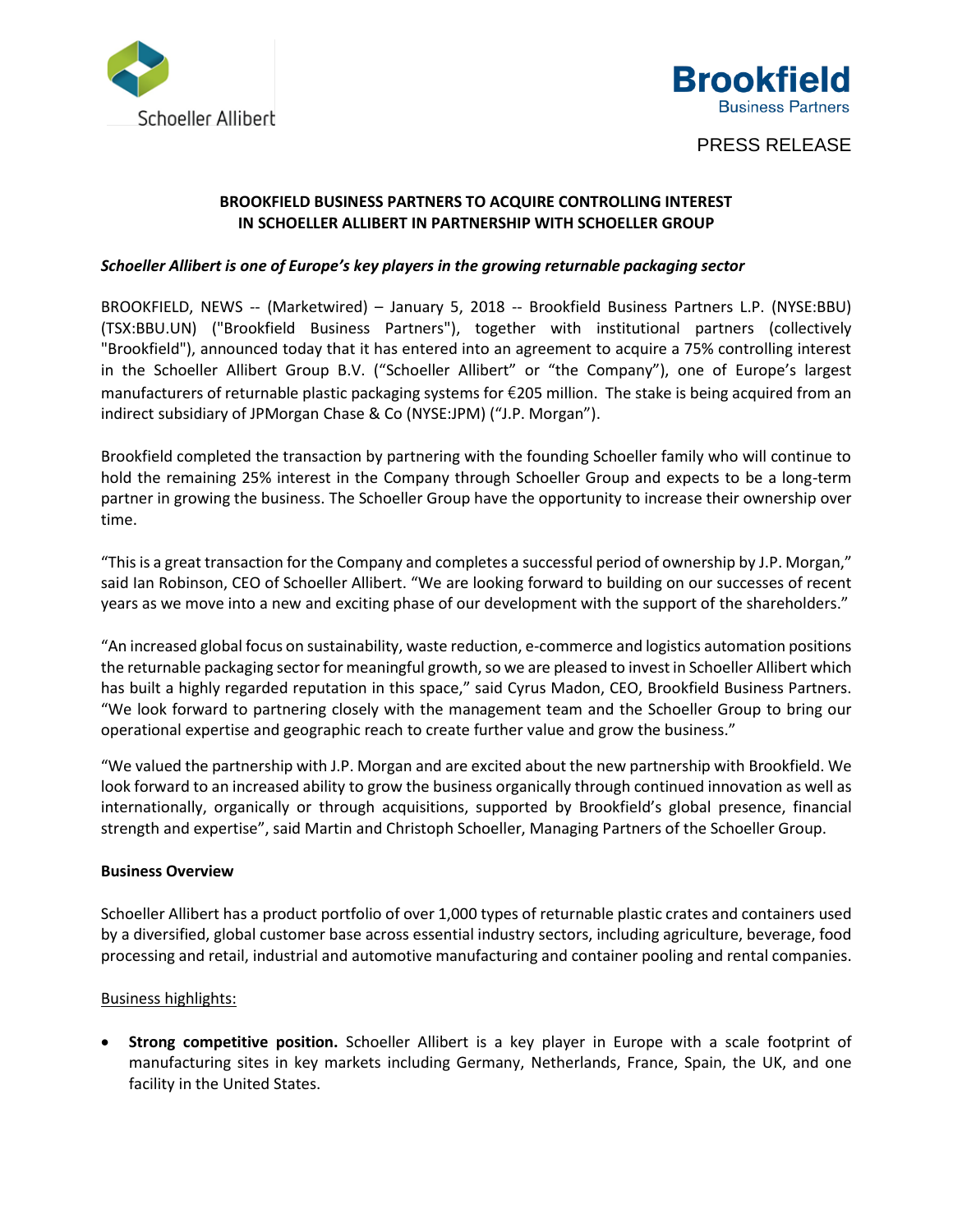Schoeller Allibert

Brookfield Business Partners

PRESS RELEASE

# BROOKFIELD BUSINESS PARTNERS TO ACQUIRE CONTROLLING INTEREST IN SCHOELLER ALLIBERT IN PARTNERSHIP WITH SCHOELLER GROUP

***Schoeller Allibert is one of Europe's key players in the growing returnable packaging sector***

BROOKFIELD, NEWS -- (Marketwired) – January 5, 2018 -- Brookfield Business Partners L.P. (NYSE:BBU) (TSX:BBU.UN) ("Brookfield Business Partners"), together with institutional partners (collectively "Brookfield"), announced today that it has entered into an agreement to acquire a 75% controlling interest in the Schoeller Allibert Group B.V. ("Schoeller Allibert" or "the Company"), one of Europe's largest manufacturers of returnable plastic packaging systems for €205 million. The stake is being acquired from an indirect subsidiary of JPMorgan Chase & Co (NYSE:JPM) ("J.P. Morgan").

Brookfield completed the transaction by partnering with the founding Schoeller family who will continue to hold the remaining 25% interest in the Company through Schoeller Group and expects to be a long-term partner in growing the business. The Schoeller Group have the opportunity to increase their ownership over time.

"This is a great transaction for the Company and completes a successful period of ownership by J.P. Morgan," said Ian Robinson, CEO of Schoeller Allibert. "We are looking forward to building on our successes of recent years as we move into a new and exciting phase of our development with the support of the shareholders."

"An increased global focus on sustainability, waste reduction, e-commerce and logistics automation positions the returnable packaging sector for meaningful growth, so we are pleased to invest in Schoeller Allibert which has built a highly regarded reputation in this space," said Cyrus Madon, CEO, Brookfield Business Partners. "We look forward to partnering closely with the management team and the Schoeller Group to bring our operational expertise and geographic reach to create further value and grow the business."

"We valued the partnership with J.P. Morgan and are excited about the new partnership with Brookfield. We look forward to an increased ability to grow the business organically through continued innovation as well as internationally, organically or through acquisitions, supported by Brookfield's global presence, financial strength and expertise", said Martin and Christoph Schoeller, Managing Partners of the Schoeller Group.

**Business Overview**

Schoeller Allibert has a product portfolio of over 1,000 types of returnable plastic crates and containers used by a diversified, global customer base across essential industry sectors, including agriculture, beverage, food processing and retail, industrial and automotive manufacturing and container pooling and rental companies.

Business highlights:

- **Strong competitive position.** Schoeller Allibert is a key player in Europe with a scale footprint of manufacturing sites in key markets including Germany, Netherlands, France, Spain, the UK, and one facility in the United States.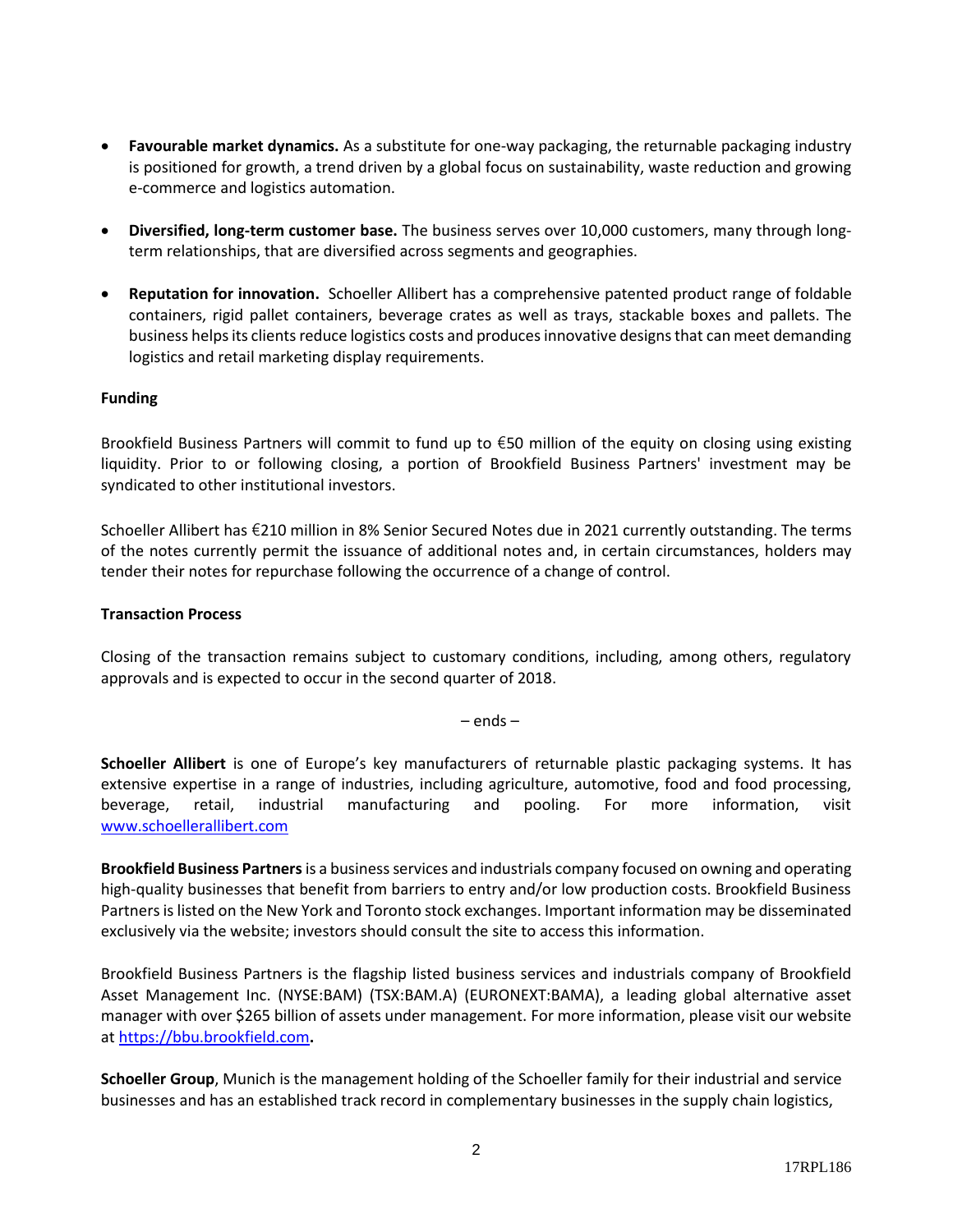- **Favourable market dynamics.** As a substitute for one-way packaging, the returnable packaging industry is positioned for growth, a trend driven by a global focus on sustainability, waste reduction and growing e-commerce and logistics automation.

- **Diversified, long-term customer base.** The business serves over 10,000 customers, many through long-term relationships, that are diversified across segments and geographies.

- **Reputation for innovation.** Schoeller Allibert has a comprehensive patented product range of foldable containers, rigid pallet containers, beverage crates as well as trays, stackable boxes and pallets. The business helps its clients reduce logistics costs and produces innovative designs that can meet demanding logistics and retail marketing display requirements.

**Funding**

Brookfield Business Partners will commit to fund up to €50 million of the equity on closing using existing liquidity. Prior to or following closing, a portion of Brookfield Business Partners' investment may be syndicated to other institutional investors.

Schoeller Allibert has €210 million in 8% Senior Secured Notes due in 2021 currently outstanding. The terms of the notes currently permit the issuance of additional notes and, in certain circumstances, holders may tender their notes for repurchase following the occurrence of a change of control.

**Transaction Process**

Closing of the transaction remains subject to customary conditions, including, among others, regulatory approvals and is expected to occur in the second quarter of 2018.

– ends –

**Schoeller Allibert** is one of Europe's key manufacturers of returnable plastic packaging systems. It has extensive expertise in a range of industries, including agriculture, automotive, food and food processing, beverage, retail, industrial manufacturing and pooling. For more information, visit www.schoellerallibert.com

**Brookfield Business Partners** is a business services and industrials company focused on owning and operating high-quality businesses that benefit from barriers to entry and/or low production costs. Brookfield Business Partners is listed on the New York and Toronto stock exchanges. Important information may be disseminated exclusively via the website; investors should consult the site to access this information.

Brookfield Business Partners is the flagship listed business services and industrials company of Brookfield Asset Management Inc. (NYSE:BAM) (TSX:BAM.A) (EURONEXT:BAMA), a leading global alternative asset manager with over $265 billion of assets under management. For more information, please visit our website at https://bbu.brookfield.com.

**Schoeller Group**, Munich is the management holding of the Schoeller family for their industrial and service businesses and has an established track record in complementary businesses in the supply chain logistics,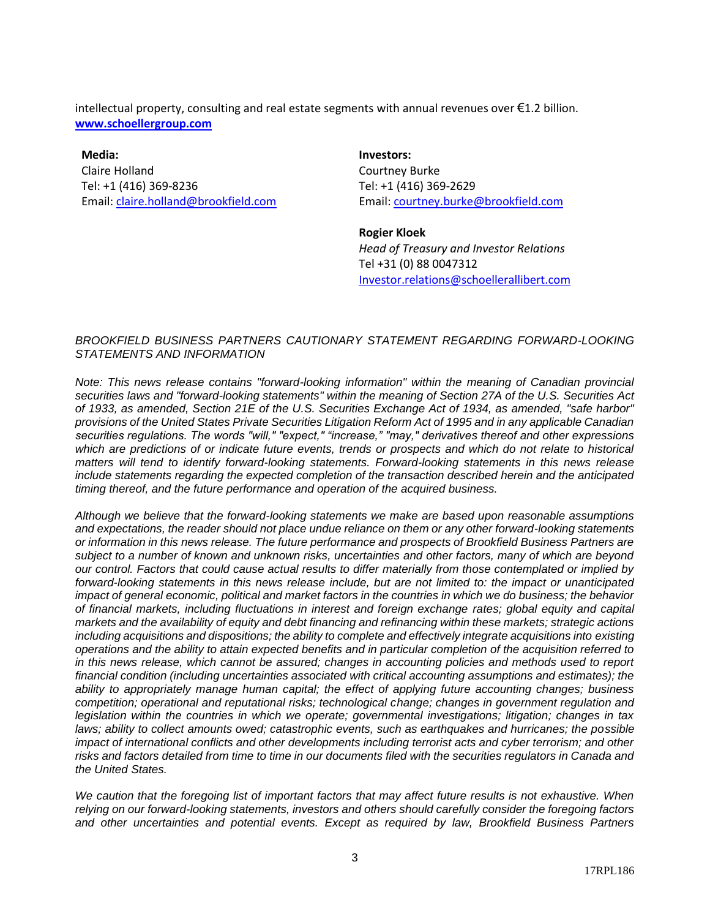intellectual property, consulting and real estate segments with annual revenues over €1.2 billion. **www.schoellergroup.com**

**Media:**
Claire Holland
Tel: +1 (416) 369-8236
Email: claire.holland@brookfield.com

**Investors:**
Courtney Burke
Tel: +1 (416) 369-2629
Email: courtney.burke@brookfield.com

**Rogier Kloek**
*Head of Treasury and Investor Relations*
Tel +31 (0) 88 0047312
Investor.relations@schoellerallibert.com

*BROOKFIELD BUSINESS PARTNERS CAUTIONARY STATEMENT REGARDING FORWARD-LOOKING STATEMENTS AND INFORMATION*

*Note: This news release contains "forward-looking information" within the meaning of Canadian provincial securities laws and "forward-looking statements" within the meaning of Section 27A of the U.S. Securities Act of 1933, as amended, Section 21E of the U.S. Securities Exchange Act of 1934, as amended, "safe harbor" provisions of the United States Private Securities Litigation Reform Act of 1995 and in any applicable Canadian securities regulations. The words "will," "expect," "increase," "may," derivatives thereof and other expressions which are predictions of or indicate future events, trends or prospects and which do not relate to historical matters will tend to identify forward-looking statements. Forward-looking statements in this news release include statements regarding the expected completion of the transaction described herein and the anticipated timing thereof, and the future performance and operation of the acquired business.*

*Although we believe that the forward-looking statements we make are based upon reasonable assumptions and expectations, the reader should not place undue reliance on them or any other forward-looking statements or information in this news release. The future performance and prospects of Brookfield Business Partners are subject to a number of known and unknown risks, uncertainties and other factors, many of which are beyond our control. Factors that could cause actual results to differ materially from those contemplated or implied by forward-looking statements in this news release include, but are not limited to: the impact or unanticipated impact of general economic, political and market factors in the countries in which we do business; the behavior of financial markets, including fluctuations in interest and foreign exchange rates; global equity and capital markets and the availability of equity and debt financing and refinancing within these markets; strategic actions including acquisitions and dispositions; the ability to complete and effectively integrate acquisitions into existing operations and the ability to attain expected benefits and in particular completion of the acquisition referred to in this news release, which cannot be assured; changes in accounting policies and methods used to report financial condition (including uncertainties associated with critical accounting assumptions and estimates); the ability to appropriately manage human capital; the effect of applying future accounting changes; business competition; operational and reputational risks; technological change; changes in government regulation and legislation within the countries in which we operate; governmental investigations; litigation; changes in tax laws; ability to collect amounts owed; catastrophic events, such as earthquakes and hurricanes; the possible impact of international conflicts and other developments including terrorist acts and cyber terrorism; and other risks and factors detailed from time to time in our documents filed with the securities regulators in Canada and the United States.*

*We caution that the foregoing list of important factors that may affect future results is not exhaustive. When relying on our forward-looking statements, investors and others should carefully consider the foregoing factors and other uncertainties and potential events. Except as required by law, Brookfield Business Partners*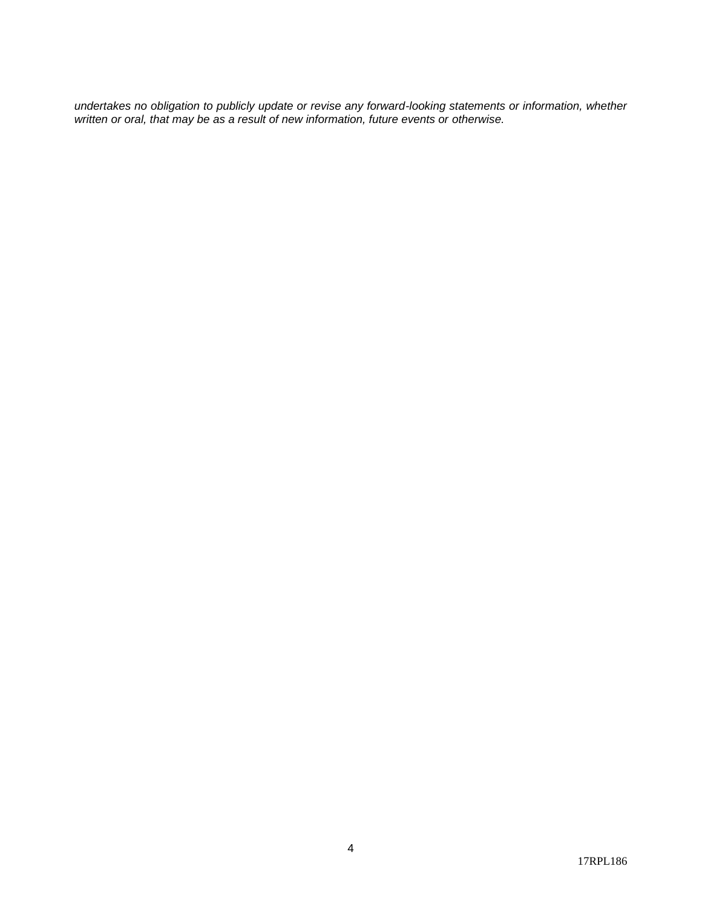*undertakes no obligation to publicly update or revise any forward-looking statements or information, whether written or oral, that may be as a result of new information, future events or otherwise.*

17RPL186